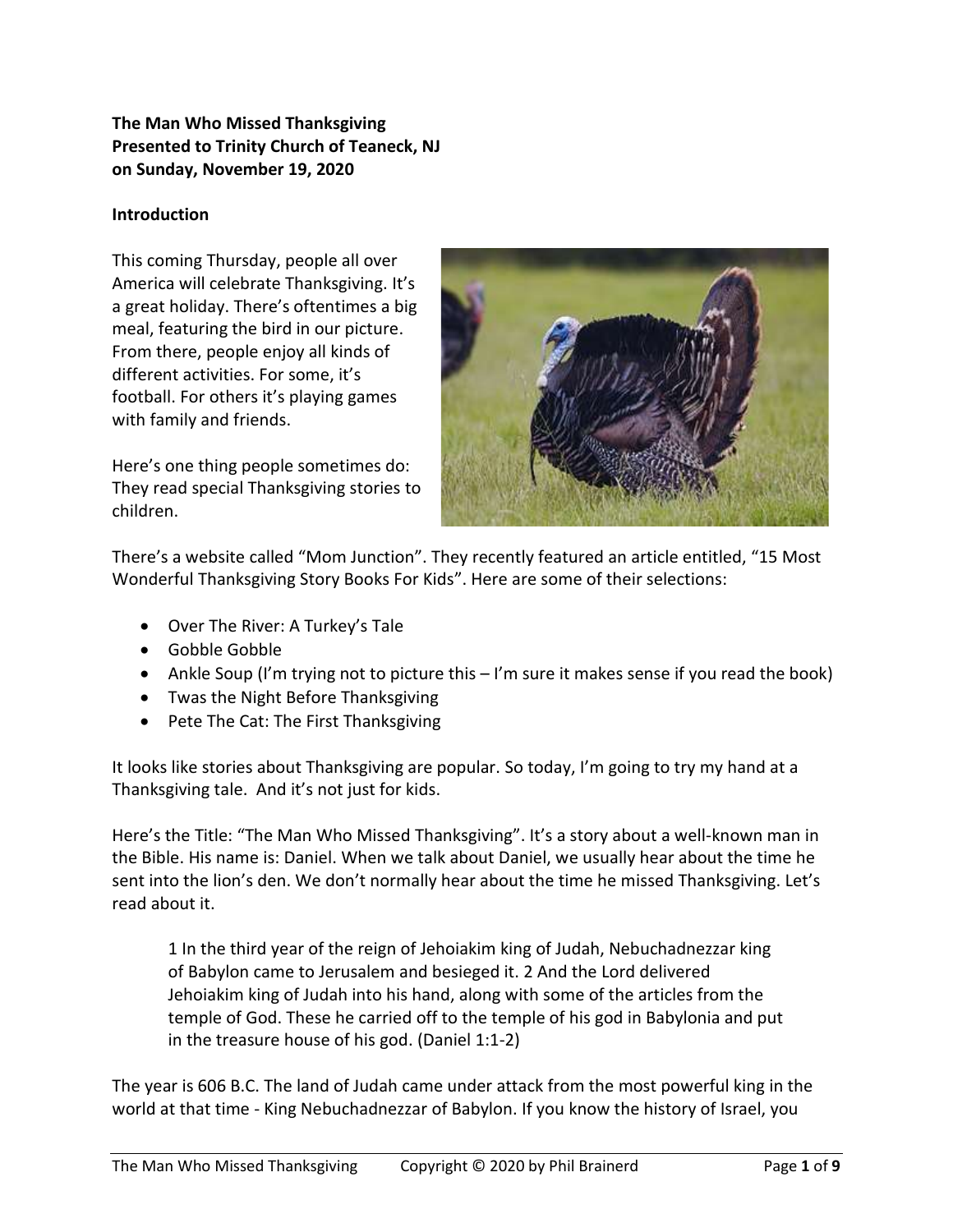**The Man Who Missed Thanksgiving**
**Presented to Trinity Church of Teaneck, NJ**
**on Sunday, November 19, 2020**

**Introduction**

This coming Thursday, people all over America will celebrate Thanksgiving. It's a great holiday. There's oftentimes a big meal, featuring the bird in our picture. From there, people enjoy all kinds of different activities. For some, it's football. For others it's playing games with family and friends.

Here's one thing people sometimes do: They read special Thanksgiving stories to children.

There's a website called "Mom Junction". They recently featured an article entitled, "15 Most Wonderful Thanksgiving Story Books For Kids". Here are some of their selections:

- Over The River: A Turkey's Tale
- Gobble Gobble
- Ankle Soup (I'm trying not to picture this – I'm sure it makes sense if you read the book)
- Twas the Night Before Thanksgiving
- Pete The Cat: The First Thanksgiving

It looks like stories about Thanksgiving are popular. So today, I'm going to try my hand at a Thanksgiving tale. And it's not just for kids.

Here's the Title: "The Man Who Missed Thanksgiving". It's a story about a well-known man in the Bible. His name is: Daniel. When we talk about Daniel, we usually hear about the time he sent into the lion's den. We don't normally hear about the time he missed Thanksgiving. Let's read about it.

> 1 In the third year of the reign of Jehoiakim king of Judah, Nebuchadnezzar king of Babylon came to Jerusalem and besieged it. 2 And the Lord delivered Jehoiakim king of Judah into his hand, along with some of the articles from the temple of God. These he carried off to the temple of his god in Babylonia and put in the treasure house of his god. (Daniel 1:1-2)

The year is 606 B.C. The land of Judah came under attack from the most powerful king in the world at that time - King Nebuchadnezzar of Babylon. If you know the history of Israel, you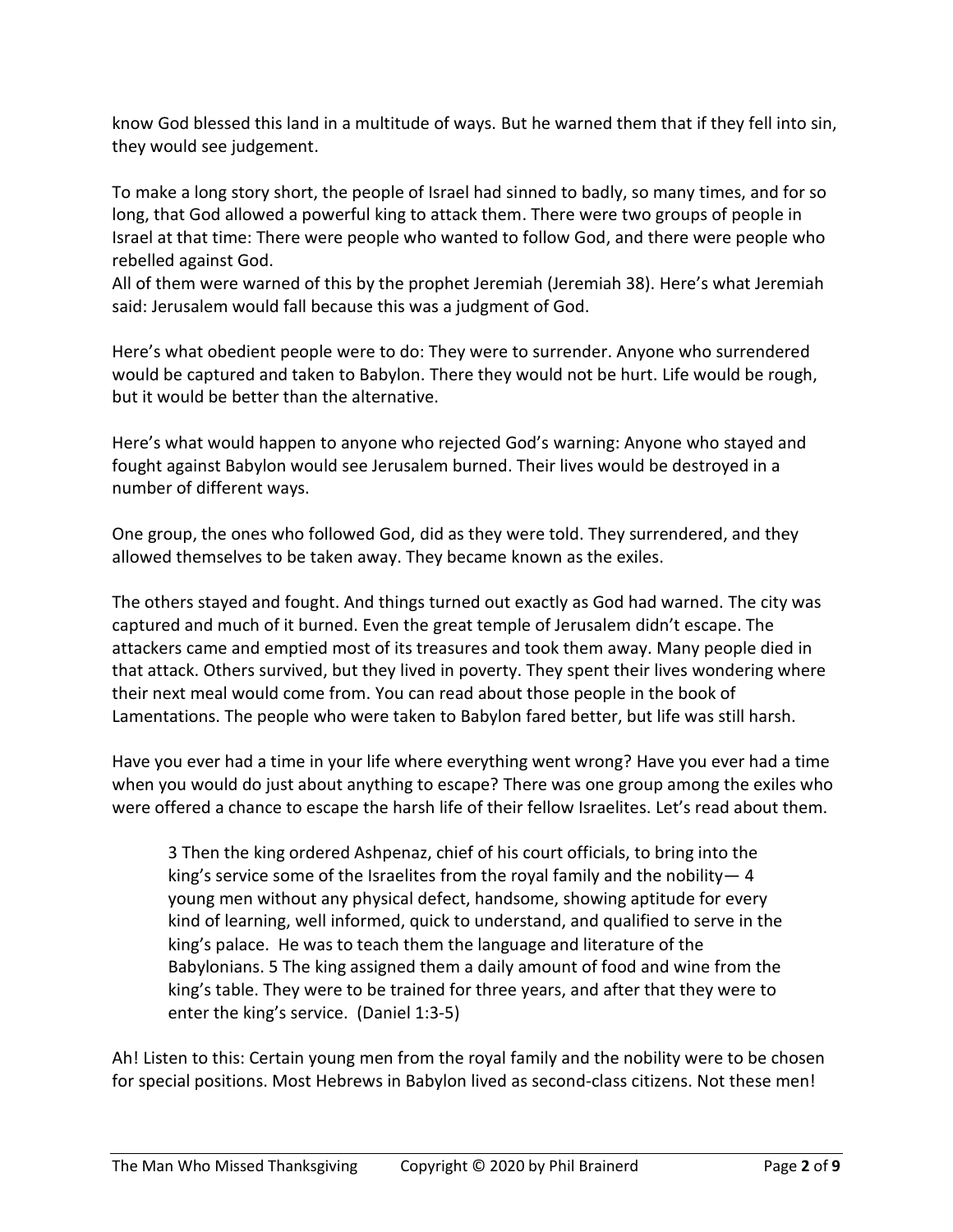know God blessed this land in a multitude of ways. But he warned them that if they fell into sin, they would see judgement.

To make a long story short, the people of Israel had sinned to badly, so many times, and for so long, that God allowed a powerful king to attack them. There were two groups of people in Israel at that time: There were people who wanted to follow God, and there were people who rebelled against God.
All of them were warned of this by the prophet Jeremiah (Jeremiah 38). Here's what Jeremiah said: Jerusalem would fall because this was a judgment of God.

Here's what obedient people were to do: They were to surrender. Anyone who surrendered would be captured and taken to Babylon. There they would not be hurt. Life would be rough, but it would be better than the alternative.

Here's what would happen to anyone who rejected God's warning: Anyone who stayed and fought against Babylon would see Jerusalem burned. Their lives would be destroyed in a number of different ways.

One group, the ones who followed God, did as they were told. They surrendered, and they allowed themselves to be taken away. They became known as the exiles.

The others stayed and fought. And things turned out exactly as God had warned. The city was captured and much of it burned. Even the great temple of Jerusalem didn't escape. The attackers came and emptied most of its treasures and took them away. Many people died in that attack. Others survived, but they lived in poverty. They spent their lives wondering where their next meal would come from. You can read about those people in the book of Lamentations. The people who were taken to Babylon fared better, but life was still harsh.

Have you ever had a time in your life where everything went wrong? Have you ever had a time when you would do just about anything to escape? There was one group among the exiles who were offered a chance to escape the harsh life of their fellow Israelites. Let's read about them.

> 3 Then the king ordered Ashpenaz, chief of his court officials, to bring into the king's service some of the Israelites from the royal family and the nobility— 4 young men without any physical defect, handsome, showing aptitude for every kind of learning, well informed, quick to understand, and qualified to serve in the king's palace. He was to teach them the language and literature of the Babylonians. 5 The king assigned them a daily amount of food and wine from the king's table. They were to be trained for three years, and after that they were to enter the king's service. (Daniel 1:3-5)

Ah! Listen to this: Certain young men from the royal family and the nobility were to be chosen for special positions. Most Hebrews in Babylon lived as second-class citizens. Not these men!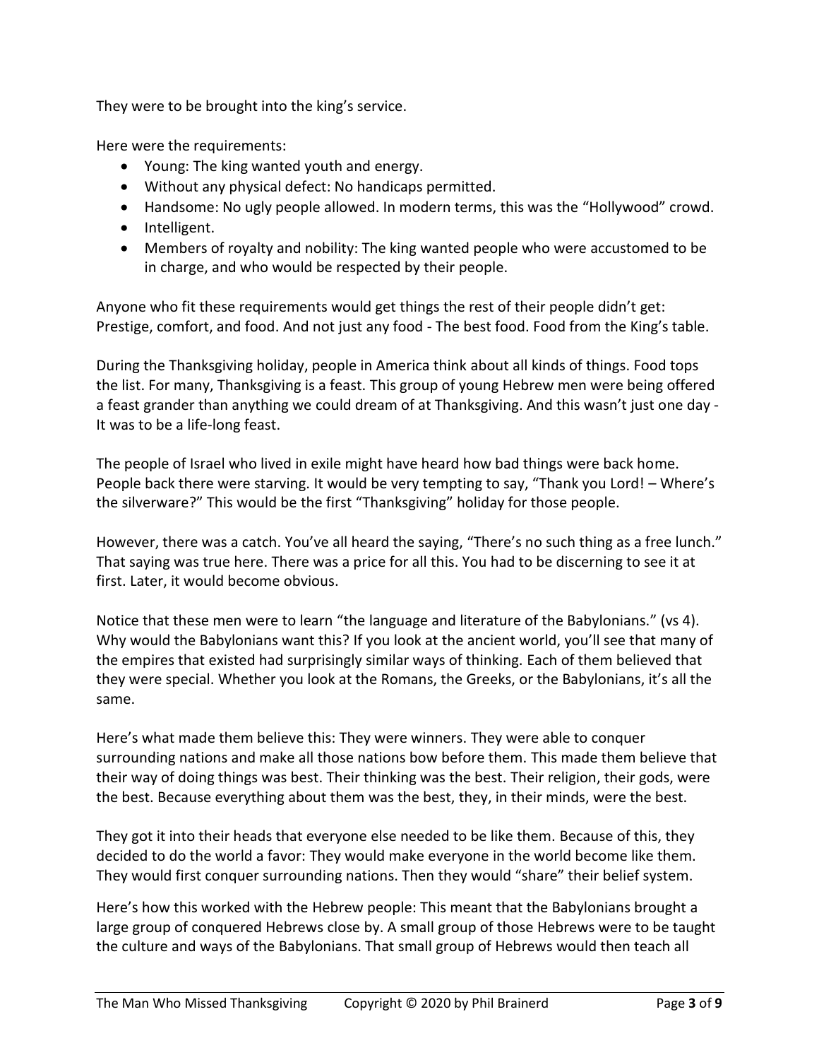They were to be brought into the king's service.

Here were the requirements:

- Young: The king wanted youth and energy.
- Without any physical defect: No handicaps permitted.
- Handsome: No ugly people allowed. In modern terms, this was the "Hollywood" crowd.
- Intelligent.
- Members of royalty and nobility: The king wanted people who were accustomed to be in charge, and who would be respected by their people.

Anyone who fit these requirements would get things the rest of their people didn't get: Prestige, comfort, and food. And not just any food - The best food. Food from the King's table.

During the Thanksgiving holiday, people in America think about all kinds of things. Food tops the list. For many, Thanksgiving is a feast. This group of young Hebrew men were being offered a feast grander than anything we could dream of at Thanksgiving. And this wasn't just one day - It was to be a life-long feast.

The people of Israel who lived in exile might have heard how bad things were back home. People back there were starving. It would be very tempting to say, "Thank you Lord! – Where's the silverware?" This would be the first "Thanksgiving" holiday for those people.

However, there was a catch. You've all heard the saying, "There's no such thing as a free lunch." That saying was true here. There was a price for all this. You had to be discerning to see it at first. Later, it would become obvious.

Notice that these men were to learn "the language and literature of the Babylonians." (vs 4). Why would the Babylonians want this? If you look at the ancient world, you'll see that many of the empires that existed had surprisingly similar ways of thinking. Each of them believed that they were special. Whether you look at the Romans, the Greeks, or the Babylonians, it's all the same.

Here's what made them believe this: They were winners. They were able to conquer surrounding nations and make all those nations bow before them. This made them believe that their way of doing things was best. Their thinking was the best. Their religion, their gods, were the best. Because everything about them was the best, they, in their minds, were the best.

They got it into their heads that everyone else needed to be like them. Because of this, they decided to do the world a favor: They would make everyone in the world become like them. They would first conquer surrounding nations. Then they would "share" their belief system.

Here's how this worked with the Hebrew people: This meant that the Babylonians brought a large group of conquered Hebrews close by. A small group of those Hebrews were to be taught the culture and ways of the Babylonians. That small group of Hebrews would then teach all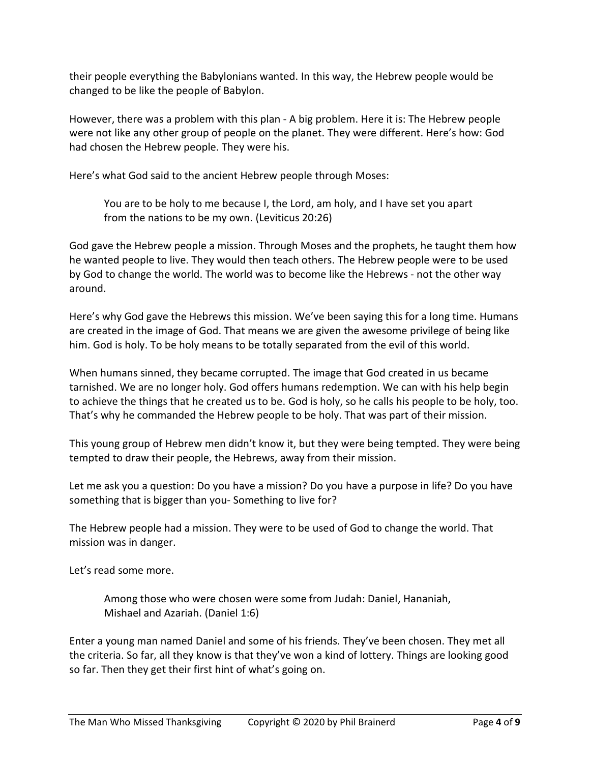their people everything the Babylonians wanted. In this way, the Hebrew people would be changed to be like the people of Babylon.

However, there was a problem with this plan - A big problem. Here it is: The Hebrew people were not like any other group of people on the planet. They were different. Here's how: God had chosen the Hebrew people. They were his.

Here's what God said to the ancient Hebrew people through Moses:

> You are to be holy to me because I, the Lord, am holy, and I have set you apart from the nations to be my own. (Leviticus 20:26)

God gave the Hebrew people a mission. Through Moses and the prophets, he taught them how he wanted people to live. They would then teach others. The Hebrew people were to be used by God to change the world. The world was to become like the Hebrews - not the other way around.

Here's why God gave the Hebrews this mission. We've been saying this for a long time. Humans are created in the image of God. That means we are given the awesome privilege of being like him. God is holy. To be holy means to be totally separated from the evil of this world.

When humans sinned, they became corrupted. The image that God created in us became tarnished. We are no longer holy. God offers humans redemption. We can with his help begin to achieve the things that he created us to be. God is holy, so he calls his people to be holy, too. That's why he commanded the Hebrew people to be holy. That was part of their mission.

This young group of Hebrew men didn't know it, but they were being tempted. They were being tempted to draw their people, the Hebrews, away from their mission.

Let me ask you a question: Do you have a mission? Do you have a purpose in life? Do you have something that is bigger than you- Something to live for?

The Hebrew people had a mission. They were to be used of God to change the world. That mission was in danger.

Let's read some more.

> Among those who were chosen were some from Judah: Daniel, Hananiah, Mishael and Azariah. (Daniel 1:6)

Enter a young man named Daniel and some of his friends. They've been chosen. They met all the criteria. So far, all they know is that they've won a kind of lottery. Things are looking good so far. Then they get their first hint of what's going on.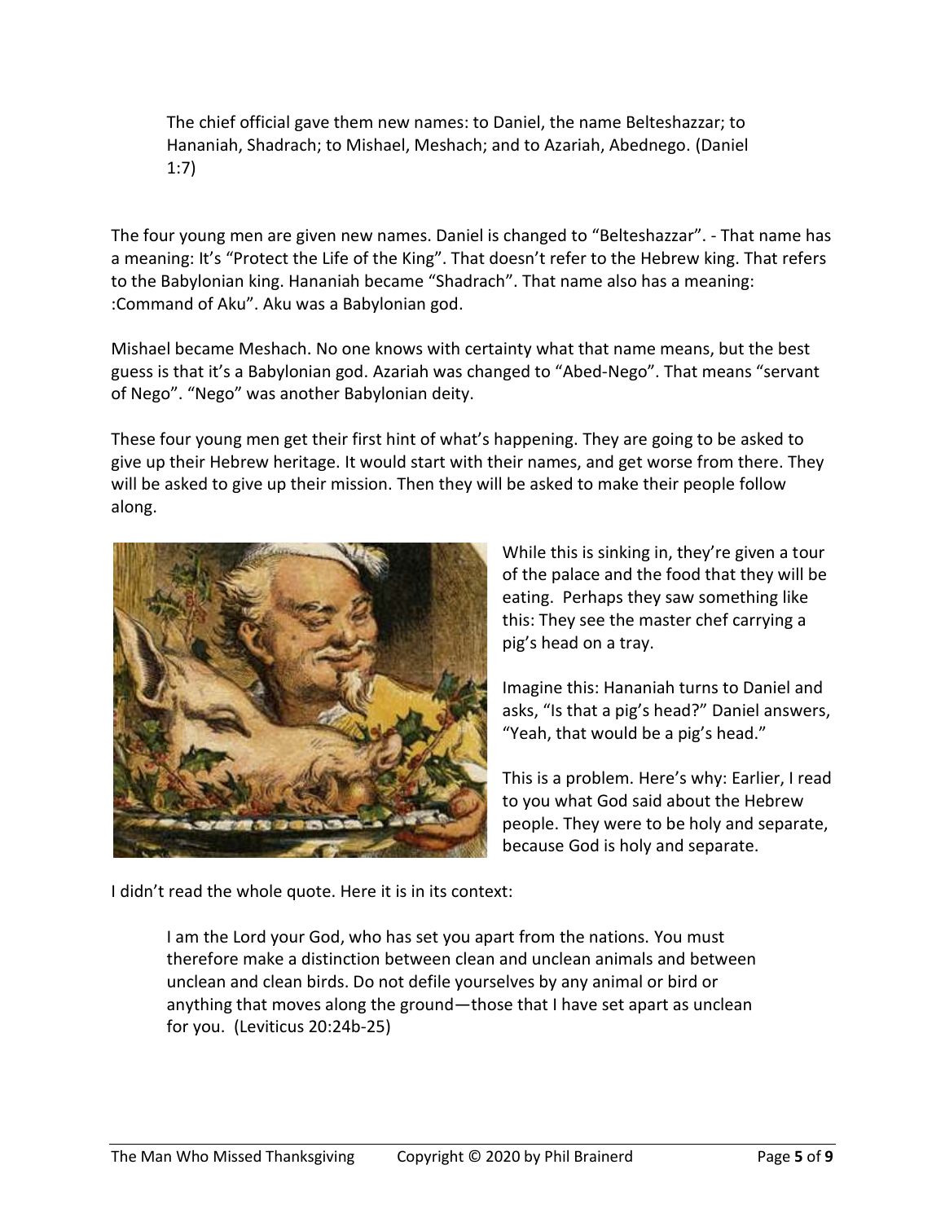> The chief official gave them new names: to Daniel, the name Belteshazzar; to Hananiah, Shadrach; to Mishael, Meshach; and to Azariah, Abednego. (Daniel 1:7)

The four young men are given new names. Daniel is changed to "Belteshazzar". - That name has a meaning: It's "Protect the Life of the King". That doesn't refer to the Hebrew king. That refers to the Babylonian king. Hananiah became "Shadrach". That name also has a meaning: :Command of Aku". Aku was a Babylonian god.

Mishael became Meshach. No one knows with certainty what that name means, but the best guess is that it's a Babylonian god. Azariah was changed to "Abed-Nego". That means "servant of Nego". "Nego" was another Babylonian deity.

These four young men get their first hint of what's happening. They are going to be asked to give up their Hebrew heritage. It would start with their names, and get worse from there. They will be asked to give up their mission. Then they will be asked to make their people follow along.

While this is sinking in, they're given a tour of the palace and the food that they will be eating. Perhaps they saw something like this: They see the master chef carrying a pig's head on a tray.

Imagine this: Hananiah turns to Daniel and asks, "Is that a pig's head?" Daniel answers, "Yeah, that would be a pig's head."

This is a problem. Here's why: Earlier, I read to you what God said about the Hebrew people. They were to be holy and separate, because God is holy and separate.

I didn't read the whole quote. Here it is in its context:

> I am the Lord your God, who has set you apart from the nations. You must therefore make a distinction between clean and unclean animals and between unclean and clean birds. Do not defile yourselves by any animal or bird or anything that moves along the ground—those that I have set apart as unclean for you. (Leviticus 20:24b-25)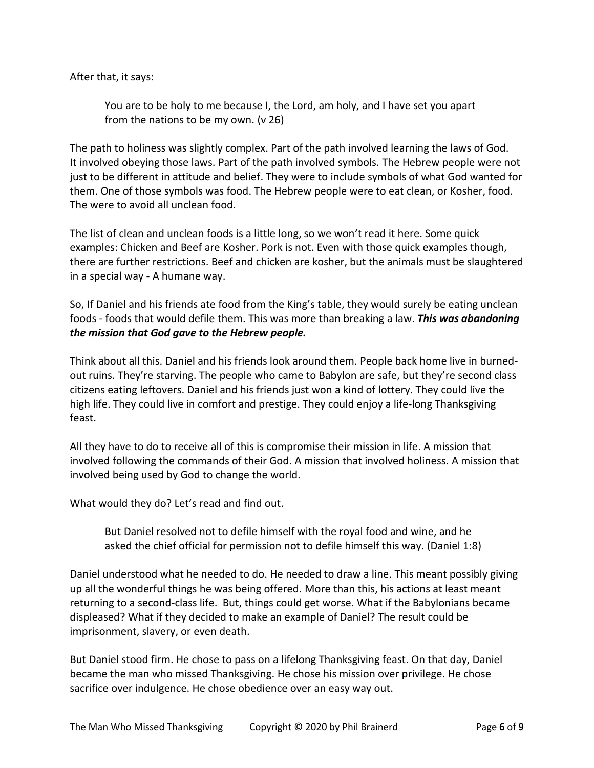After that, it says:

> You are to be holy to me because I, the Lord, am holy, and I have set you apart from the nations to be my own. (v 26)

The path to holiness was slightly complex. Part of the path involved learning the laws of God. It involved obeying those laws. Part of the path involved symbols. The Hebrew people were not just to be different in attitude and belief. They were to include symbols of what God wanted for them. One of those symbols was food. The Hebrew people were to eat clean, or Kosher, food. The were to avoid all unclean food.

The list of clean and unclean foods is a little long, so we won't read it here. Some quick examples: Chicken and Beef are Kosher. Pork is not. Even with those quick examples though, there are further restrictions. Beef and chicken are kosher, but the animals must be slaughtered in a special way - A humane way.

So, If Daniel and his friends ate food from the King's table, they would surely be eating unclean foods - foods that would defile them. This was more than breaking a law. ***This was abandoning the mission that God gave to the Hebrew people.***

Think about all this. Daniel and his friends look around them. People back home live in burned-out ruins. They're starving. The people who came to Babylon are safe, but they're second class citizens eating leftovers. Daniel and his friends just won a kind of lottery. They could live the high life. They could live in comfort and prestige. They could enjoy a life-long Thanksgiving feast.

All they have to do to receive all of this is compromise their mission in life. A mission that involved following the commands of their God. A mission that involved holiness. A mission that involved being used by God to change the world.

What would they do? Let's read and find out.

> But Daniel resolved not to defile himself with the royal food and wine, and he asked the chief official for permission not to defile himself this way. (Daniel 1:8)

Daniel understood what he needed to do. He needed to draw a line. This meant possibly giving up all the wonderful things he was being offered. More than this, his actions at least meant returning to a second-class life. But, things could get worse. What if the Babylonians became displeased? What if they decided to make an example of Daniel? The result could be imprisonment, slavery, or even death.

But Daniel stood firm. He chose to pass on a lifelong Thanksgiving feast. On that day, Daniel became the man who missed Thanksgiving. He chose his mission over privilege. He chose sacrifice over indulgence. He chose obedience over an easy way out.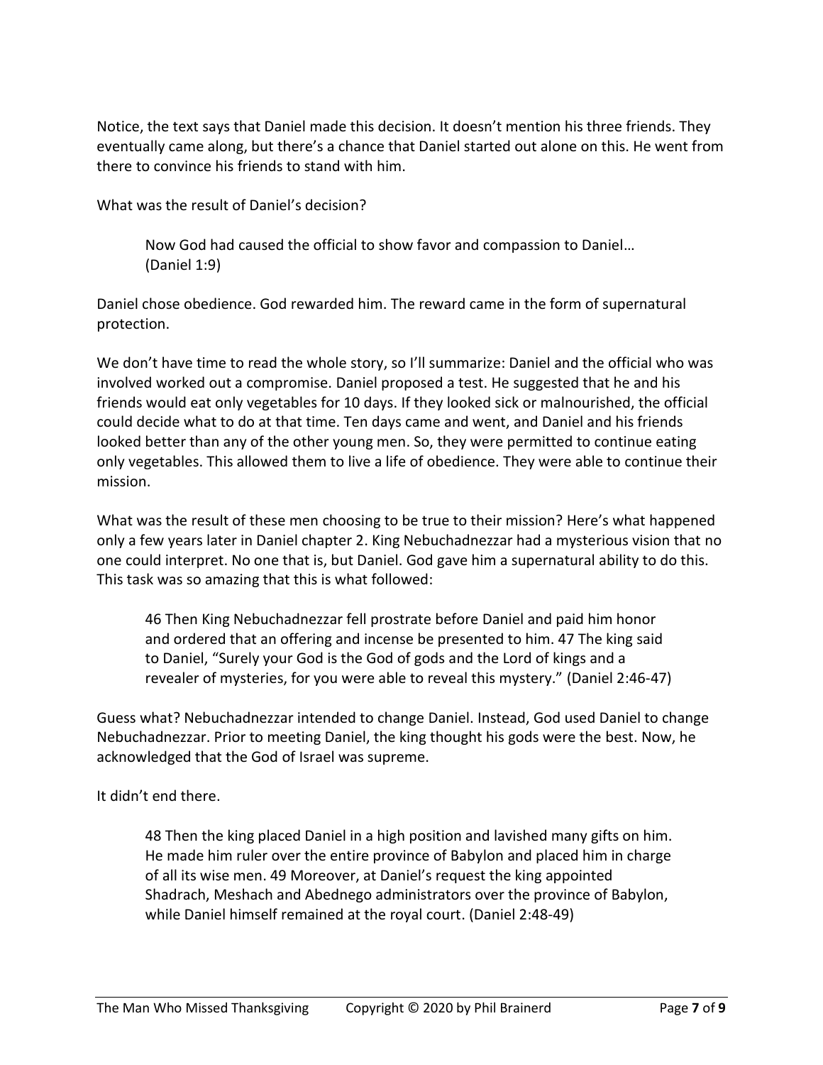Notice, the text says that Daniel made this decision. It doesn't mention his three friends. They eventually came along, but there's a chance that Daniel started out alone on this. He went from there to convince his friends to stand with him.

What was the result of Daniel's decision?

> Now God had caused the official to show favor and compassion to Daniel… (Daniel 1:9)

Daniel chose obedience. God rewarded him. The reward came in the form of supernatural protection.

We don't have time to read the whole story, so I'll summarize: Daniel and the official who was involved worked out a compromise. Daniel proposed a test. He suggested that he and his friends would eat only vegetables for 10 days. If they looked sick or malnourished, the official could decide what to do at that time. Ten days came and went, and Daniel and his friends looked better than any of the other young men. So, they were permitted to continue eating only vegetables. This allowed them to live a life of obedience. They were able to continue their mission.

What was the result of these men choosing to be true to their mission? Here's what happened only a few years later in Daniel chapter 2. King Nebuchadnezzar had a mysterious vision that no one could interpret. No one that is, but Daniel. God gave him a supernatural ability to do this. This task was so amazing that this is what followed:

> 46 Then King Nebuchadnezzar fell prostrate before Daniel and paid him honor and ordered that an offering and incense be presented to him. 47 The king said to Daniel, "Surely your God is the God of gods and the Lord of kings and a revealer of mysteries, for you were able to reveal this mystery." (Daniel 2:46-47)

Guess what? Nebuchadnezzar intended to change Daniel. Instead, God used Daniel to change Nebuchadnezzar. Prior to meeting Daniel, the king thought his gods were the best. Now, he acknowledged that the God of Israel was supreme.

It didn't end there.

> 48 Then the king placed Daniel in a high position and lavished many gifts on him. He made him ruler over the entire province of Babylon and placed him in charge of all its wise men. 49 Moreover, at Daniel's request the king appointed Shadrach, Meshach and Abednego administrators over the province of Babylon, while Daniel himself remained at the royal court. (Daniel 2:48-49)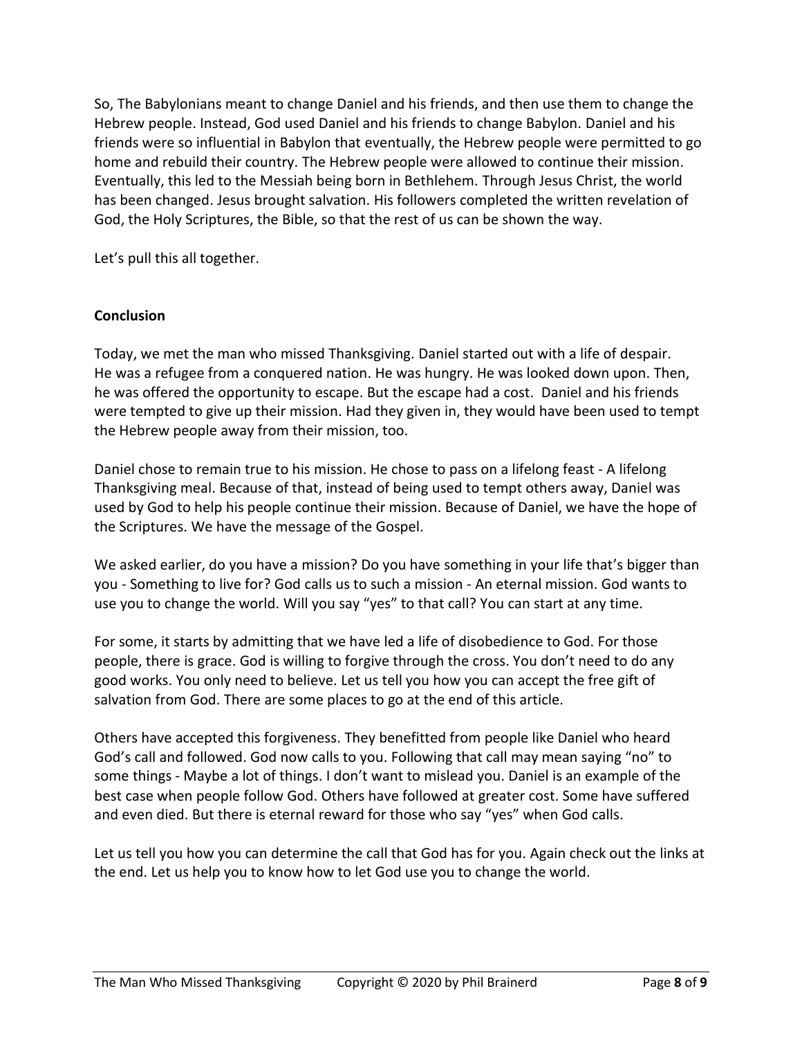So, The Babylonians meant to change Daniel and his friends, and then use them to change the Hebrew people. Instead, God used Daniel and his friends to change Babylon. Daniel and his friends were so influential in Babylon that eventually, the Hebrew people were permitted to go home and rebuild their country. The Hebrew people were allowed to continue their mission. Eventually, this led to the Messiah being born in Bethlehem. Through Jesus Christ, the world has been changed. Jesus brought salvation. His followers completed the written revelation of God, the Holy Scriptures, the Bible, so that the rest of us can be shown the way.

Let's pull this all together.

**Conclusion**

Today, we met the man who missed Thanksgiving. Daniel started out with a life of despair. He was a refugee from a conquered nation. He was hungry. He was looked down upon. Then, he was offered the opportunity to escape. But the escape had a cost. Daniel and his friends were tempted to give up their mission. Had they given in, they would have been used to tempt the Hebrew people away from their mission, too.

Daniel chose to remain true to his mission. He chose to pass on a lifelong feast - A lifelong Thanksgiving meal. Because of that, instead of being used to tempt others away, Daniel was used by God to help his people continue their mission. Because of Daniel, we have the hope of the Scriptures. We have the message of the Gospel.

We asked earlier, do you have a mission? Do you have something in your life that's bigger than you - Something to live for? God calls us to such a mission - An eternal mission. God wants to use you to change the world. Will you say "yes" to that call? You can start at any time.

For some, it starts by admitting that we have led a life of disobedience to God. For those people, there is grace. God is willing to forgive through the cross. You don't need to do any good works. You only need to believe. Let us tell you how you can accept the free gift of salvation from God. There are some places to go at the end of this article.

Others have accepted this forgiveness. They benefitted from people like Daniel who heard God's call and followed. God now calls to you. Following that call may mean saying "no" to some things - Maybe a lot of things. I don't want to mislead you. Daniel is an example of the best case when people follow God. Others have followed at greater cost. Some have suffered and even died. But there is eternal reward for those who say "yes" when God calls.

Let us tell you how you can determine the call that God has for you. Again check out the links at the end. Let us help you to know how to let God use you to change the world.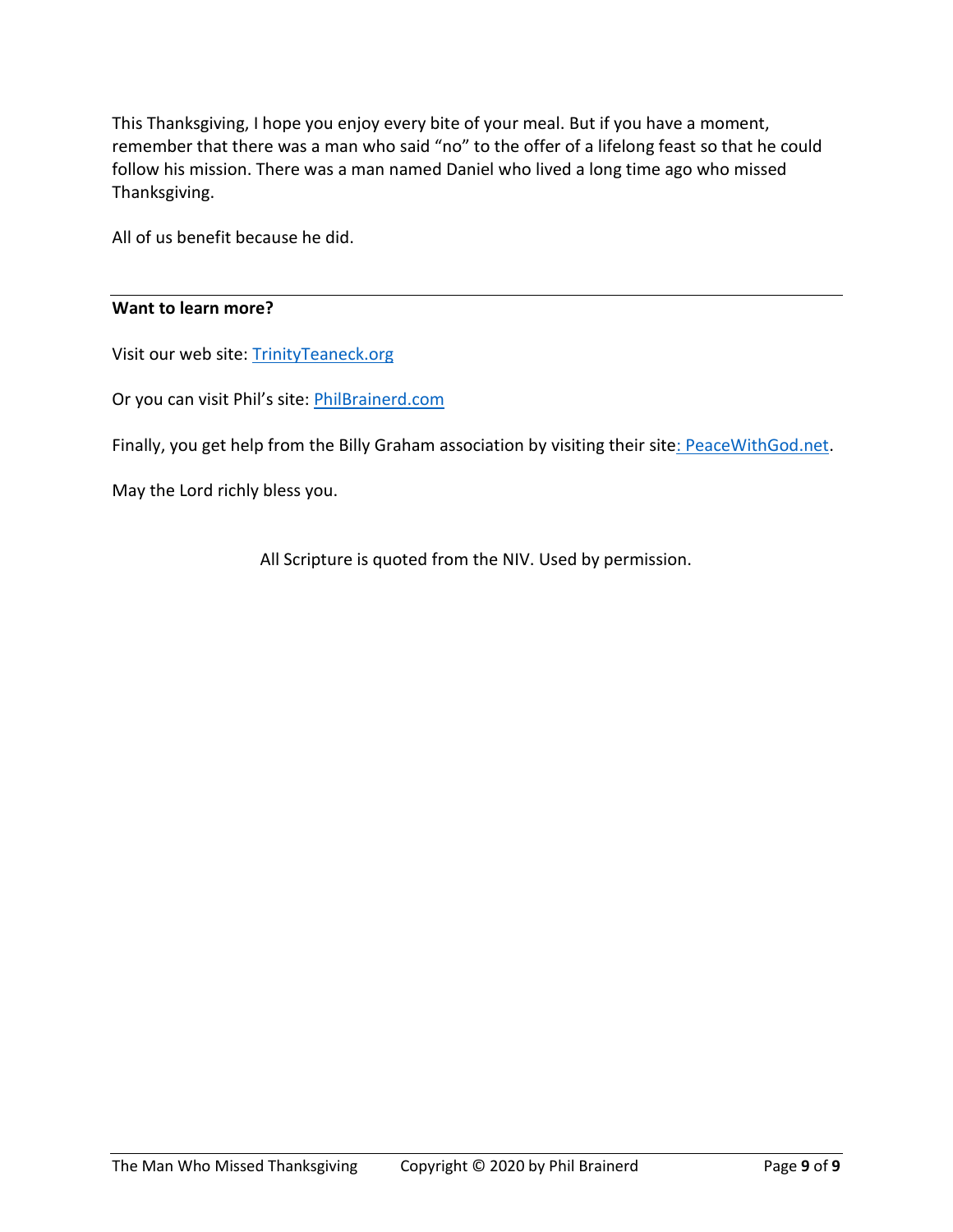This Thanksgiving, I hope you enjoy every bite of your meal. But if you have a moment, remember that there was a man who said "no" to the offer of a lifelong feast so that he could follow his mission. There was a man named Daniel who lived a long time ago who missed Thanksgiving.

All of us benefit because he did.

---

**Want to learn more?**

Visit our web site: [TrinityTeaneck.org](TrinityTeaneck.org)

Or you can visit Phil's site: [PhilBrainerd.com](PhilBrainerd.com)

Finally, you get help from the Billy Graham association by visiting their site: [PeaceWithGod.net](PeaceWithGod.net).

May the Lord richly bless you.

All Scripture is quoted from the NIV. Used by permission.